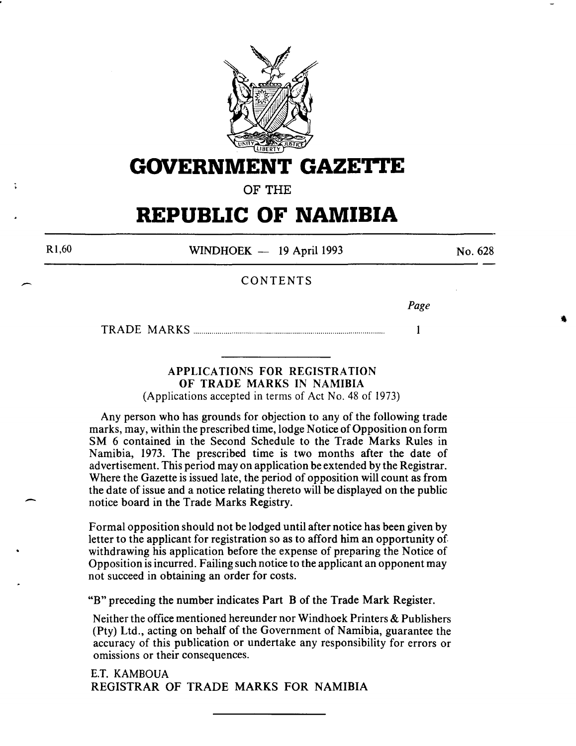# GOVERNMENT GAZETTE

OF THE

# REPUBLIC OF NAMIBIA

R1,60 | WINDHOEK — 19 April 1993 | No. 628

CONTENTS

| | *Page* |
|---|---|
| TRADE MARKS | 1 |

---

### APPLICATIONS FOR REGISTRATION OF TRADE MARKS IN NAMIBIA

(Applications accepted in terms of Act No. 48 of 1973)

Any person who has grounds for objection to any of the following trade marks, may, within the prescribed time, lodge Notice of Opposition on form SM 6 contained in the Second Schedule to the Trade Marks Rules in Namibia, 1973. The prescribed time is two months after the date of advertisement. This period may on application be extended by the Registrar. Where the Gazette is issued late, the period of opposition will count as from the date of issue and a notice relating thereto will be displayed on the public notice board in the Trade Marks Registry.

Formal opposition should not be lodged until after notice has been given by letter to the applicant for registration so as to afford him an opportunity of withdrawing his application before the expense of preparing the Notice of Opposition is incurred. Failing such notice to the applicant an opponent may not succeed in obtaining an order for costs.

"B" preceding the number indicates Part B of the Trade Mark Register.

Neither the office mentioned hereunder nor Windhoek Printers & Publishers (Pty) Ltd., acting on behalf of the Government of Namibia, guarantee the accuracy of this publication or undertake any responsibility for errors or omissions or their consequences.

E.T. KAMBOUA
REGISTRAR OF TRADE MARKS FOR NAMIBIA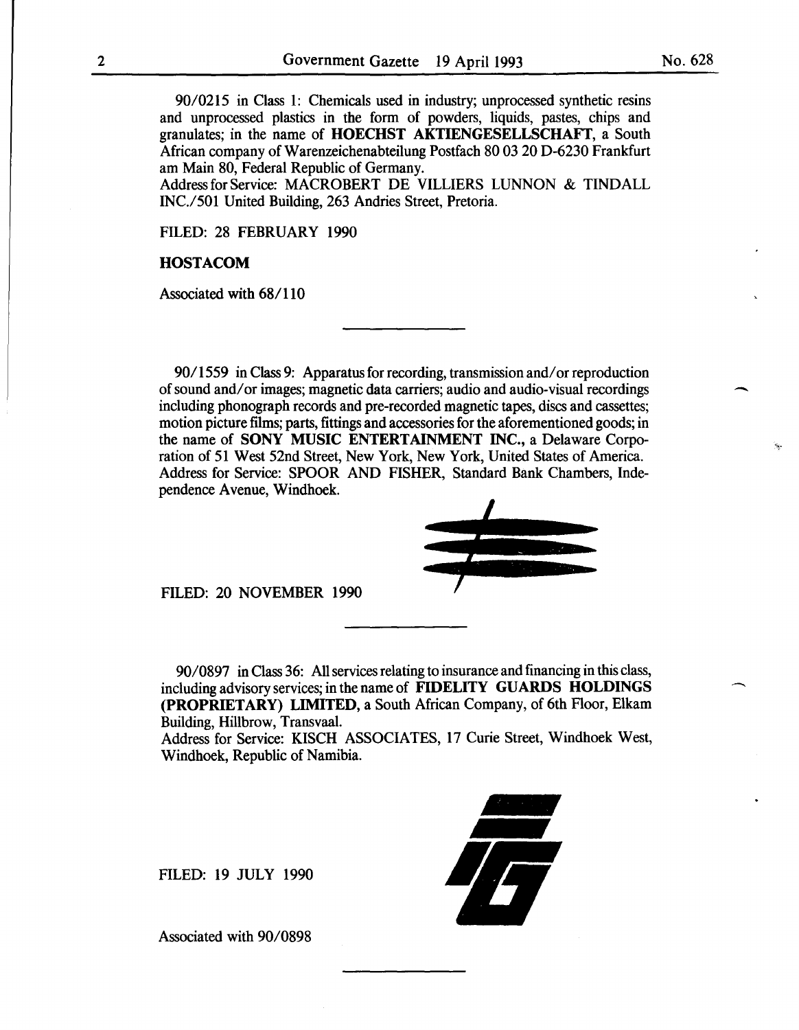90/0215 in Class 1: Chemicals used in industry; unprocessed synthetic resins and unprocessed plastics in the form of powders, liquids, pastes, chips and granulates; in the name of **HOECHST AKTIENGESELLSCHAFT**, a South African company of Warenzeichenabteilung Postfach 80 03 20 D-6230 Frankfurt am Main 80, Federal Republic of Germany.
Address for Service: MACROBERT DE VILLIERS LUNNON & TINDALL INC./501 United Building, 263 Andries Street, Pretoria.

FILED: 28 FEBRUARY 1990

**HOSTACOM**

Associated with 68/110

---

90/1559 in Class 9: Apparatus for recording, transmission and/or reproduction of sound and/or images; magnetic data carriers; audio and audio-visual recordings including phonograph records and pre-recorded magnetic tapes, discs and cassettes; motion picture films; parts, fittings and accessories for the aforementioned goods; in the name of **SONY MUSIC ENTERTAINMENT INC.**, a Delaware Corporation of 51 West 52nd Street, New York, New York, United States of America.
Address for Service: SPOOR AND FISHER, Standard Bank Chambers, Independence Avenue, Windhoek.

FILED: 20 NOVEMBER 1990

---

90/0897 in Class 36: All services relating to insurance and financing in this class, including advisory services; in the name of **FIDELITY GUARDS HOLDINGS (PROPRIETARY) LIMITED**, a South African Company, of 6th Floor, Elkam Building, Hillbrow, Transvaal.
Address for Service: KISCH ASSOCIATES, 17 Curie Street, Windhoek West, Windhoek, Republic of Namibia.

FILED: 19 JULY 1990

Associated with 90/0898

---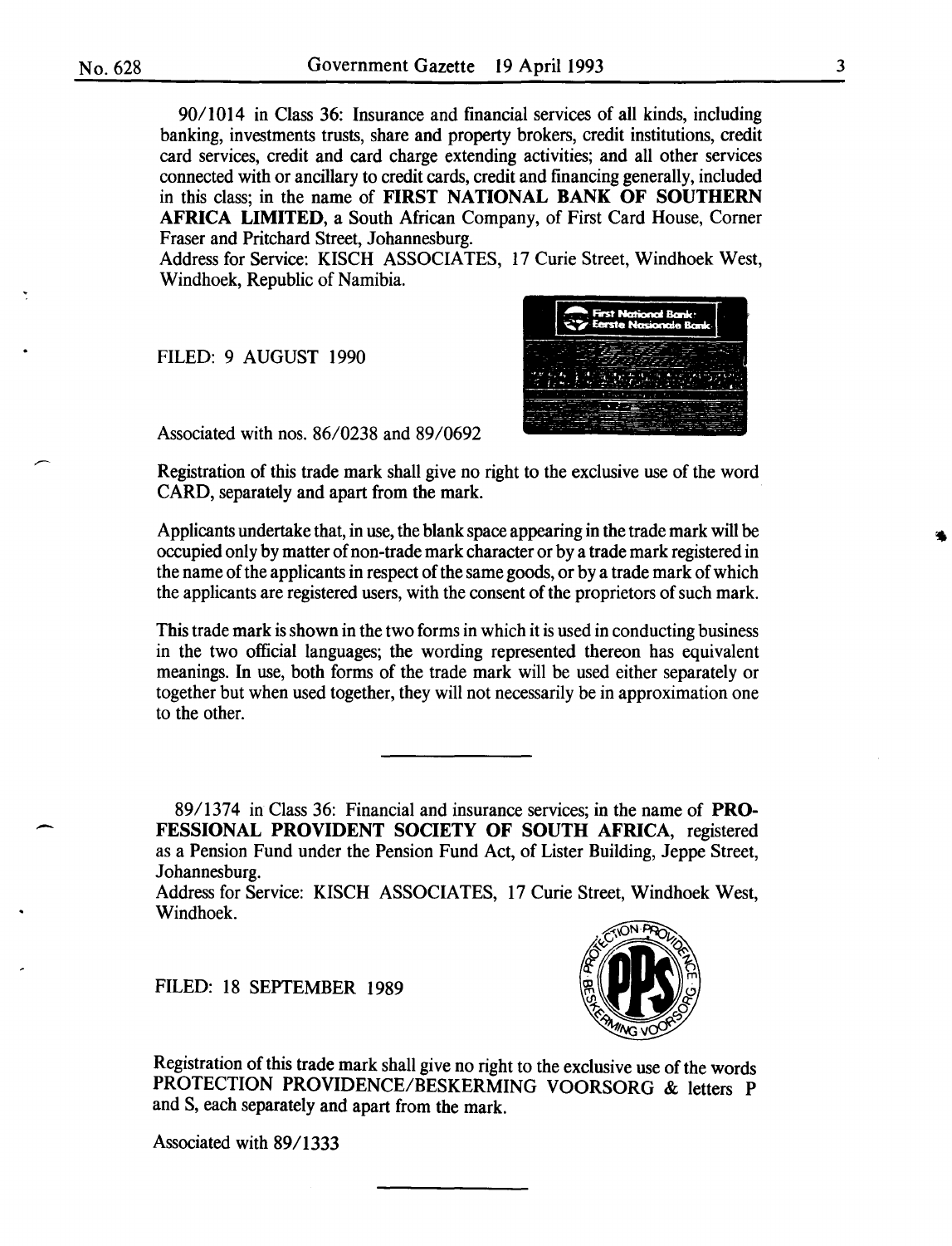90/1014 in Class 36: Insurance and financial services of all kinds, including banking, investments trusts, share and property brokers, credit institutions, credit card services, credit and card charge extending activities; and all other services connected with or ancillary to credit cards, credit and financing generally, included in this class; in the name of **FIRST NATIONAL BANK OF SOUTHERN AFRICA LIMITED**, a South African Company, of First Card House, Corner Fraser and Pritchard Street, Johannesburg.
Address for Service: KISCH ASSOCIATES, 17 Curie Street, Windhoek West, Windhoek, Republic of Namibia.

FILED: 9 AUGUST 1990

Associated with nos. 86/0238 and 89/0692

Registration of this trade mark shall give no right to the exclusive use of the word CARD, separately and apart from the mark.

Applicants undertake that, in use, the blank space appearing in the trade mark will be occupied only by matter of non-trade mark character or by a trade mark registered in the name of the applicants in respect of the same goods, or by a trade mark of which the applicants are registered users, with the consent of the proprietors of such mark.

This trade mark is shown in the two forms in which it is used in conducting business in the two official languages; the wording represented thereon has equivalent meanings. In use, both forms of the trade mark will be used either separately or together but when used together, they will not necessarily be in approximation one to the other.

---

89/1374 in Class 36: Financial and insurance services; in the name of **PROFESSIONAL PROVIDENT SOCIETY OF SOUTH AFRICA**, registered as a Pension Fund under the Pension Fund Act, of Lister Building, Jeppe Street, Johannesburg.
Address for Service: KISCH ASSOCIATES, 17 Curie Street, Windhoek West, Windhoek.

FILED: 18 SEPTEMBER 1989

Registration of this trade mark shall give no right to the exclusive use of the words PROTECTION PROVIDENCE/BESKERMING VOORSORG & letters P and S, each separately and apart from the mark.

Associated with 89/1333

---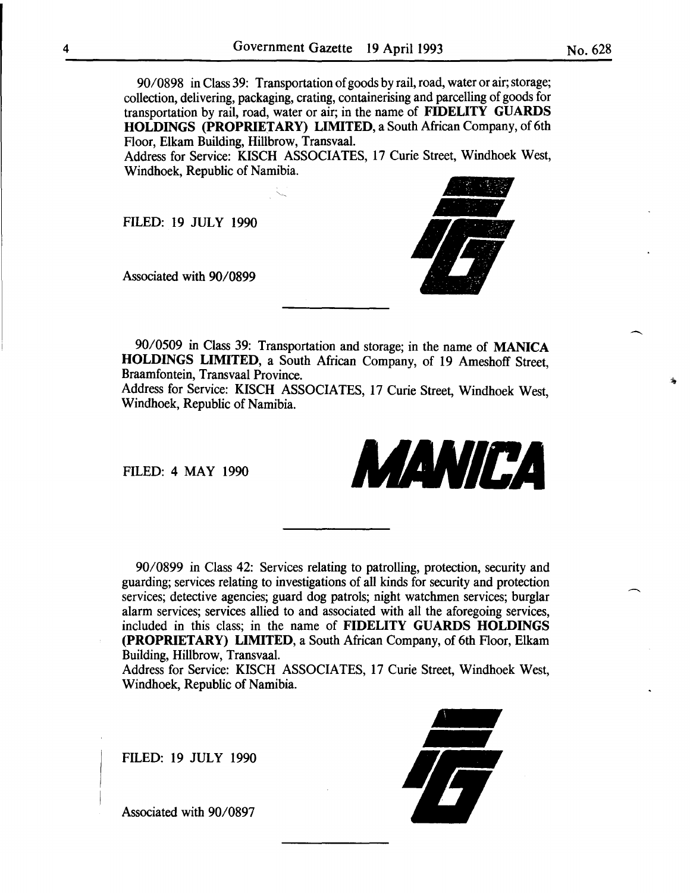90/0898 in Class 39: Transportation of goods by rail, road, water or air; storage; collection, delivering, packaging, crating, containerising and parcelling of goods for transportation by rail, road, water or air; in the name of **FIDELITY GUARDS HOLDINGS (PROPRIETARY) LIMITED**, a South African Company, of 6th Floor, Elkam Building, Hillbrow, Transvaal.

Address for Service: KISCH ASSOCIATES, 17 Curie Street, Windhoek West, Windhoek, Republic of Namibia.

FILED: 19 JULY 1990

Associated with 90/0899

---

90/0509 in Class 39: Transportation and storage; in the name of **MANICA HOLDINGS LIMITED**, a South African Company, of 19 Ameshoff Street, Braamfontein, Transvaal Province.

Address for Service: KISCH ASSOCIATES, 17 Curie Street, Windhoek West, Windhoek, Republic of Namibia.

FILED: 4 MAY 1990

**MANICA**

---

90/0899 in Class 42: Services relating to patrolling, protection, security and guarding; services relating to investigations of all kinds for security and protection services; detective agencies; guard dog patrols; night watchmen services; burglar alarm services; services allied to and associated with all the aforegoing services, included in this class; in the name of **FIDELITY GUARDS HOLDINGS (PROPRIETARY) LIMITED**, a South African Company, of 6th Floor, Elkam Building, Hillbrow, Transvaal.

Address for Service: KISCH ASSOCIATES, 17 Curie Street, Windhoek West, Windhoek, Republic of Namibia.

FILED: 19 JULY 1990

Associated with 90/0897

---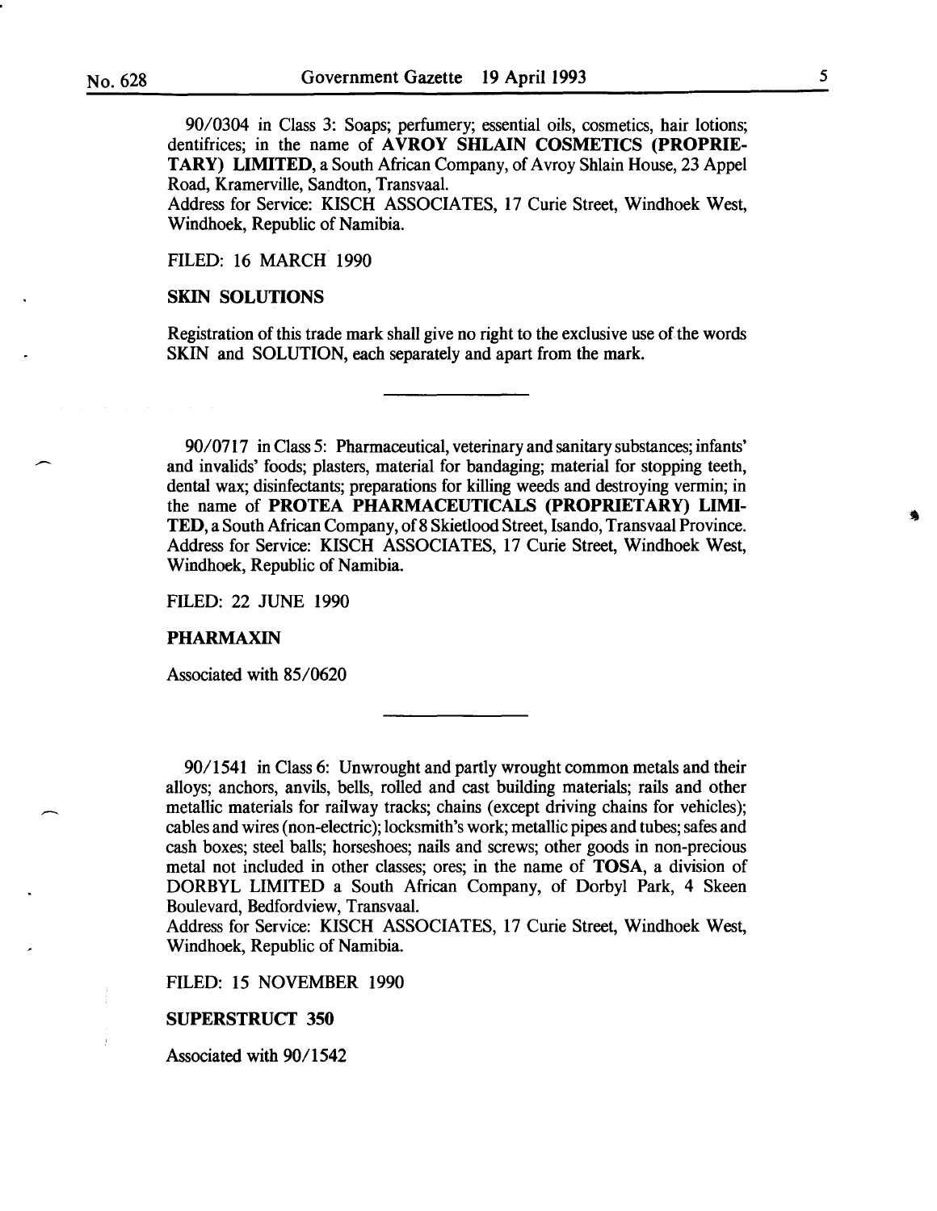90/0304 in Class 3: Soaps; perfumery; essential oils, cosmetics, hair lotions; dentifrices; in the name of **AVROY SHLAIN COSMETICS (PROPRIETARY) LIMITED**, a South African Company, of Avroy Shlain House, 23 Appel Road, Kramerville, Sandton, Transvaal.
Address for Service: KISCH ASSOCIATES, 17 Curie Street, Windhoek West, Windhoek, Republic of Namibia.

FILED: 16 MARCH 1990

**SKIN SOLUTIONS**

Registration of this trade mark shall give no right to the exclusive use of the words SKIN and SOLUTION, each separately and apart from the mark.

---

90/0717 in Class 5: Pharmaceutical, veterinary and sanitary substances; infants' and invalids' foods; plasters, material for bandaging; material for stopping teeth, dental wax; disinfectants; preparations for killing weeds and destroying vermin; in the name of **PROTEA PHARMACEUTICALS (PROPRIETARY) LIMITED**, a South African Company, of 8 Skietlood Street, Isando, Transvaal Province.
Address for Service: KISCH ASSOCIATES, 17 Curie Street, Windhoek West, Windhoek, Republic of Namibia.

FILED: 22 JUNE 1990

**PHARMAXIN**

Associated with 85/0620

---

90/1541 in Class 6: Unwrought and partly wrought common metals and their alloys; anchors, anvils, bells, rolled and cast building materials; rails and other metallic materials for railway tracks; chains (except driving chains for vehicles); cables and wires (non-electric); locksmith's work; metallic pipes and tubes; safes and cash boxes; steel balls; horseshoes; nails and screws; other goods in non-precious metal not included in other classes; ores; in the name of **TOSA**, a division of DORBYL LIMITED a South African Company, of Dorbyl Park, 4 Skeen Boulevard, Bedfordview, Transvaal.
Address for Service: KISCH ASSOCIATES, 17 Curie Street, Windhoek West, Windhoek, Republic of Namibia.

FILED: 15 NOVEMBER 1990

**SUPERSTRUCT 350**

Associated with 90/1542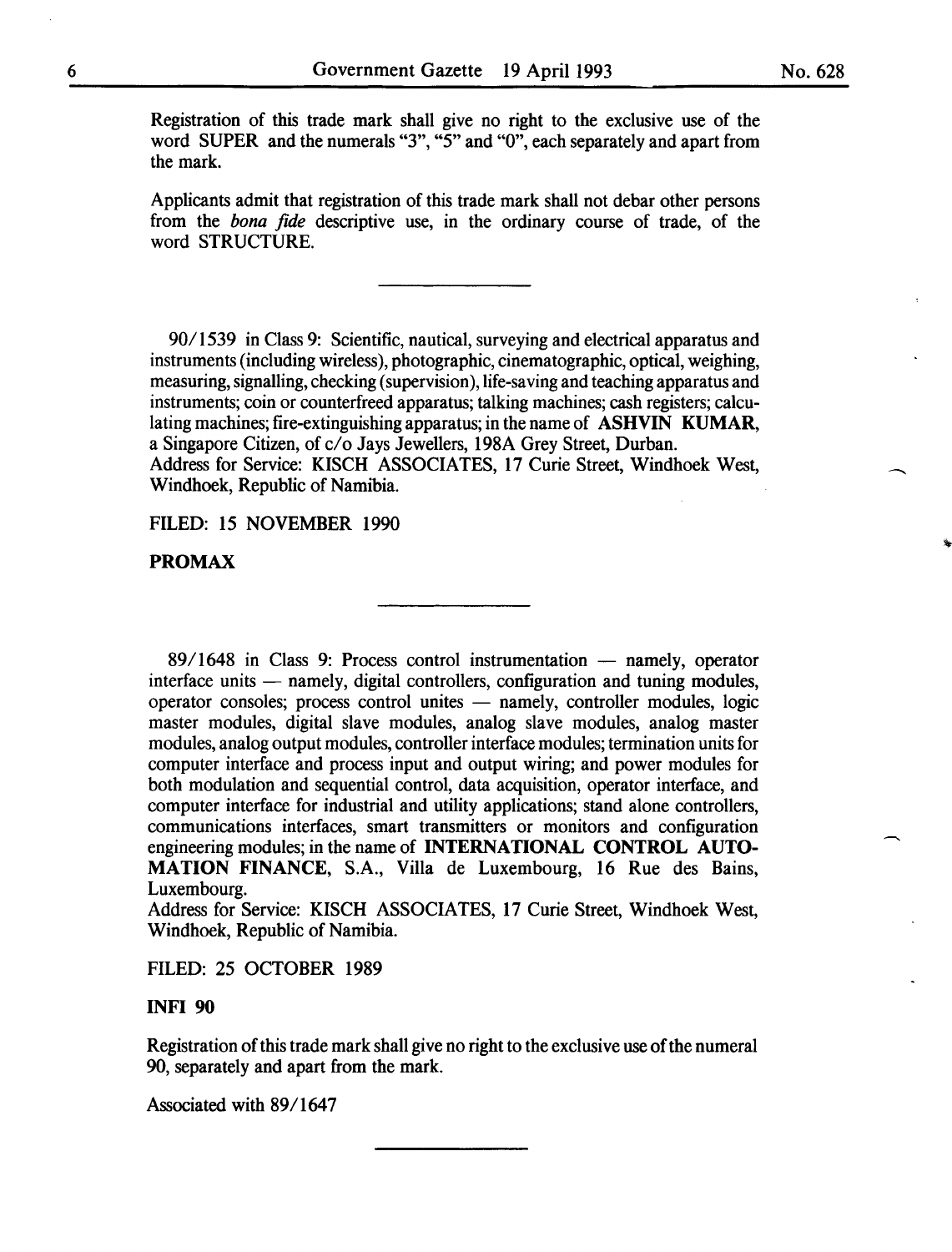Registration of this trade mark shall give no right to the exclusive use of the word SUPER and the numerals "3", "5" and "0", each separately and apart from the mark.

Applicants admit that registration of this trade mark shall not debar other persons from the *bona fide* descriptive use, in the ordinary course of trade, of the word STRUCTURE.

---

90/1539 in Class 9: Scientific, nautical, surveying and electrical apparatus and instruments (including wireless), photographic, cinematographic, optical, weighing, measuring, signalling, checking (supervision), life-saving and teaching apparatus and instruments; coin or counterfreed apparatus; talking machines; cash registers; calculating machines; fire-extinguishing apparatus; in the name of **ASHVIN KUMAR**, a Singapore Citizen, of c/o Jays Jewellers, 198A Grey Street, Durban.
Address for Service: KISCH ASSOCIATES, 17 Curie Street, Windhoek West, Windhoek, Republic of Namibia.

FILED: 15 NOVEMBER 1990

**PROMAX**

---

89/1648 in Class 9: Process control instrumentation — namely, operator interface units — namely, digital controllers, configuration and tuning modules, operator consoles; process control unites — namely, controller modules, logic master modules, digital slave modules, analog slave modules, analog master modules, analog output modules, controller interface modules; termination units for computer interface and process input and output wiring; and power modules for both modulation and sequential control, data acquisition, operator interface, and computer interface for industrial and utility applications; stand alone controllers, communications interfaces, smart transmitters or monitors and configuration engineering modules; in the name of **INTERNATIONAL CONTROL AUTOMATION FINANCE**, S.A., Villa de Luxembourg, 16 Rue des Bains, Luxembourg.
Address for Service: KISCH ASSOCIATES, 17 Curie Street, Windhoek West, Windhoek, Republic of Namibia.

FILED: 25 OCTOBER 1989

**INFI 90**

Registration of this trade mark shall give no right to the exclusive use of the numeral 90, separately and apart from the mark.

Associated with 89/1647

---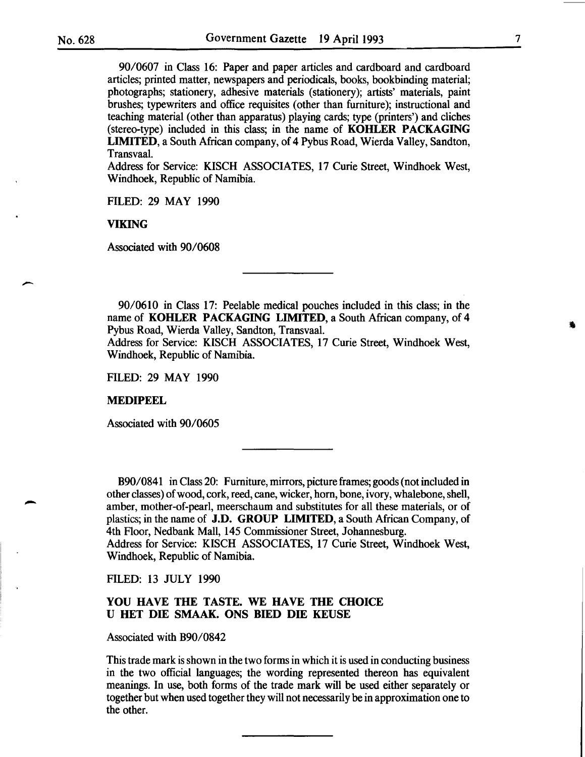90/0607 in Class 16: Paper and paper articles and cardboard and cardboard articles; printed matter, newspapers and periodicals, books, bookbinding material; photographs; stationery, adhesive materials (stationery); artists' materials, paint brushes; typewriters and office requisites (other than furniture); instructional and teaching material (other than apparatus) playing cards; type (printers') and cliches (stereo-type) included in this class; in the name of **KOHLER PACKAGING LIMITED**, a South African company, of 4 Pybus Road, Wierda Valley, Sandton, Transvaal.
Address for Service: KISCH ASSOCIATES, 17 Curie Street, Windhoek West, Windhoek, Republic of Namibia.

FILED: 29 MAY 1990

**VIKING**

Associated with 90/0608

---

90/0610 in Class 17: Peelable medical pouches included in this class; in the name of **KOHLER PACKAGING LIMITED**, a South African company, of 4 Pybus Road, Wierda Valley, Sandton, Transvaal.
Address for Service: KISCH ASSOCIATES, 17 Curie Street, Windhoek West, Windhoek, Republic of Namibia.

FILED: 29 MAY 1990

**MEDIPEEL**

Associated with 90/0605

---

B90/0841 in Class 20: Furniture, mirrors, picture frames; goods (not included in other classes) of wood, cork, reed, cane, wicker, horn, bone, ivory, whalebone, shell, amber, mother-of-pearl, meerschaum and substitutes for all these materials, or of plastics; in the name of **J.D. GROUP LIMITED**, a South African Company, of 4th Floor, Nedbank Mall, 145 Commissioner Street, Johannesburg.
Address for Service: KISCH ASSOCIATES, 17 Curie Street, Windhoek West, Windhoek, Republic of Namibia.

FILED: 13 JULY 1990

**YOU HAVE THE TASTE. WE HAVE THE CHOICE**
**U HET DIE SMAAK. ONS BIED DIE KEUSE**

Associated with B90/0842

This trade mark is shown in the two forms in which it is used in conducting business in the two official languages; the wording represented thereon has equivalent meanings. In use, both forms of the trade mark will be used either separately or together but when used together they will not necessarily be in approximation one to the other.

---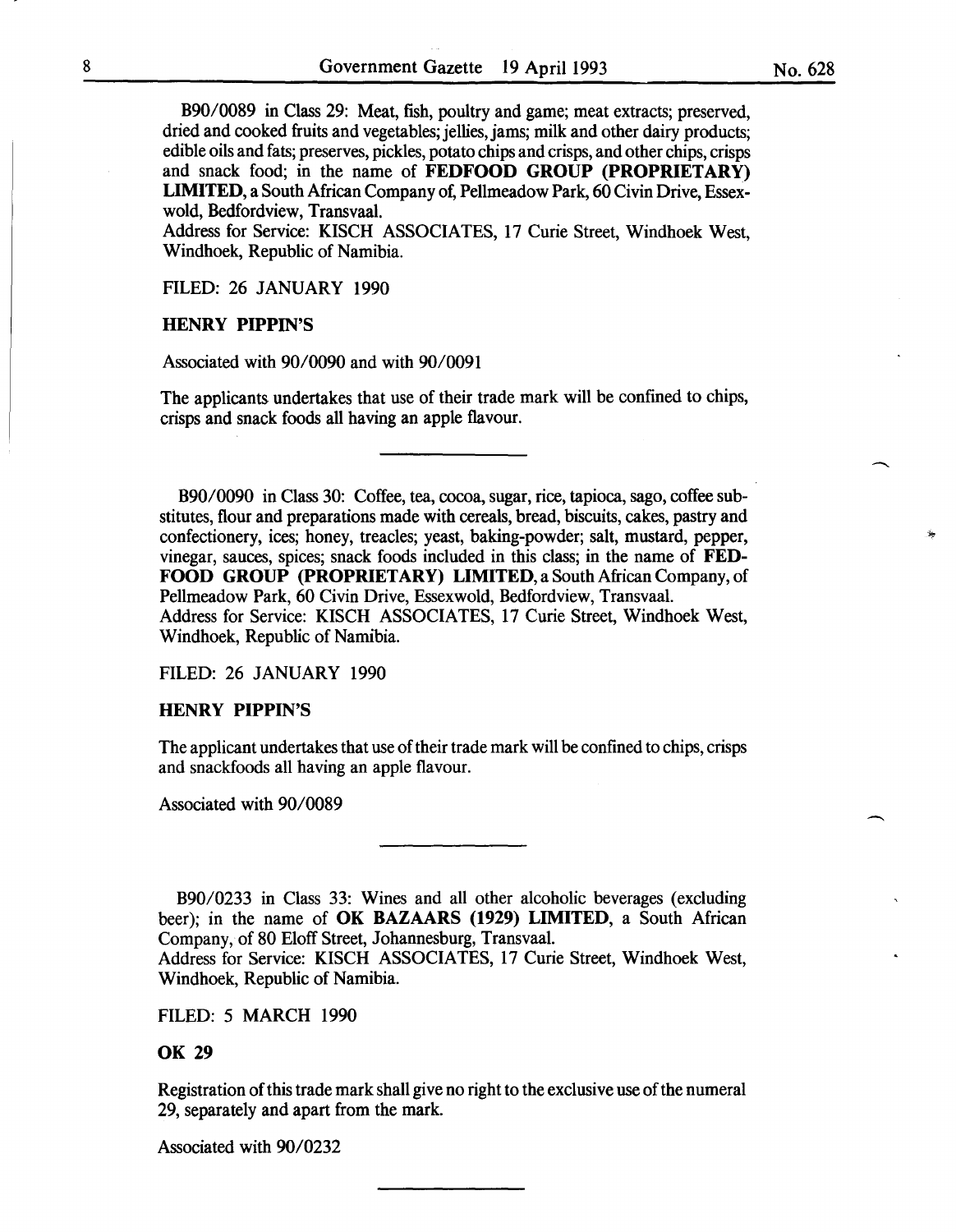B90/0089 in Class 29: Meat, fish, poultry and game; meat extracts; preserved, dried and cooked fruits and vegetables; jellies, jams; milk and other dairy products; edible oils and fats; preserves, pickles, potato chips and crisps, and other chips, crisps and snack food; in the name of **FEDFOOD GROUP (PROPRIETARY) LIMITED**, a South African Company of, Pellmeadow Park, 60 Civin Drive, Essexwold, Bedfordview, Transvaal.
Address for Service: KISCH ASSOCIATES, 17 Curie Street, Windhoek West, Windhoek, Republic of Namibia.

FILED: 26 JANUARY 1990

**HENRY PIPPIN'S**

Associated with 90/0090 and with 90/0091

The applicants undertakes that use of their trade mark will be confined to chips, crisps and snack foods all having an apple flavour.

---

B90/0090 in Class 30: Coffee, tea, cocoa, sugar, rice, tapioca, sago, coffee substitutes, flour and preparations made with cereals, bread, biscuits, cakes, pastry and confectionery, ices; honey, treacles; yeast, baking-powder; salt, mustard, pepper, vinegar, sauces, spices; snack foods included in this class; in the name of **FEDFOOD GROUP (PROPRIETARY) LIMITED**, a South African Company, of Pellmeadow Park, 60 Civin Drive, Essexwold, Bedfordview, Transvaal.
Address for Service: KISCH ASSOCIATES, 17 Curie Street, Windhoek West, Windhoek, Republic of Namibia.

FILED: 26 JANUARY 1990

**HENRY PIPPIN'S**

The applicant undertakes that use of their trade mark will be confined to chips, crisps and snackfoods all having an apple flavour.

Associated with 90/0089

---

B90/0233 in Class 33: Wines and all other alcoholic beverages (excluding beer); in the name of **OK BAZAARS (1929) LIMITED**, a South African Company, of 80 Eloff Street, Johannesburg, Transvaal.
Address for Service: KISCH ASSOCIATES, 17 Curie Street, Windhoek West, Windhoek, Republic of Namibia.

FILED: 5 MARCH 1990

**OK 29**

Registration of this trade mark shall give no right to the exclusive use of the numeral 29, separately and apart from the mark.

Associated with 90/0232

---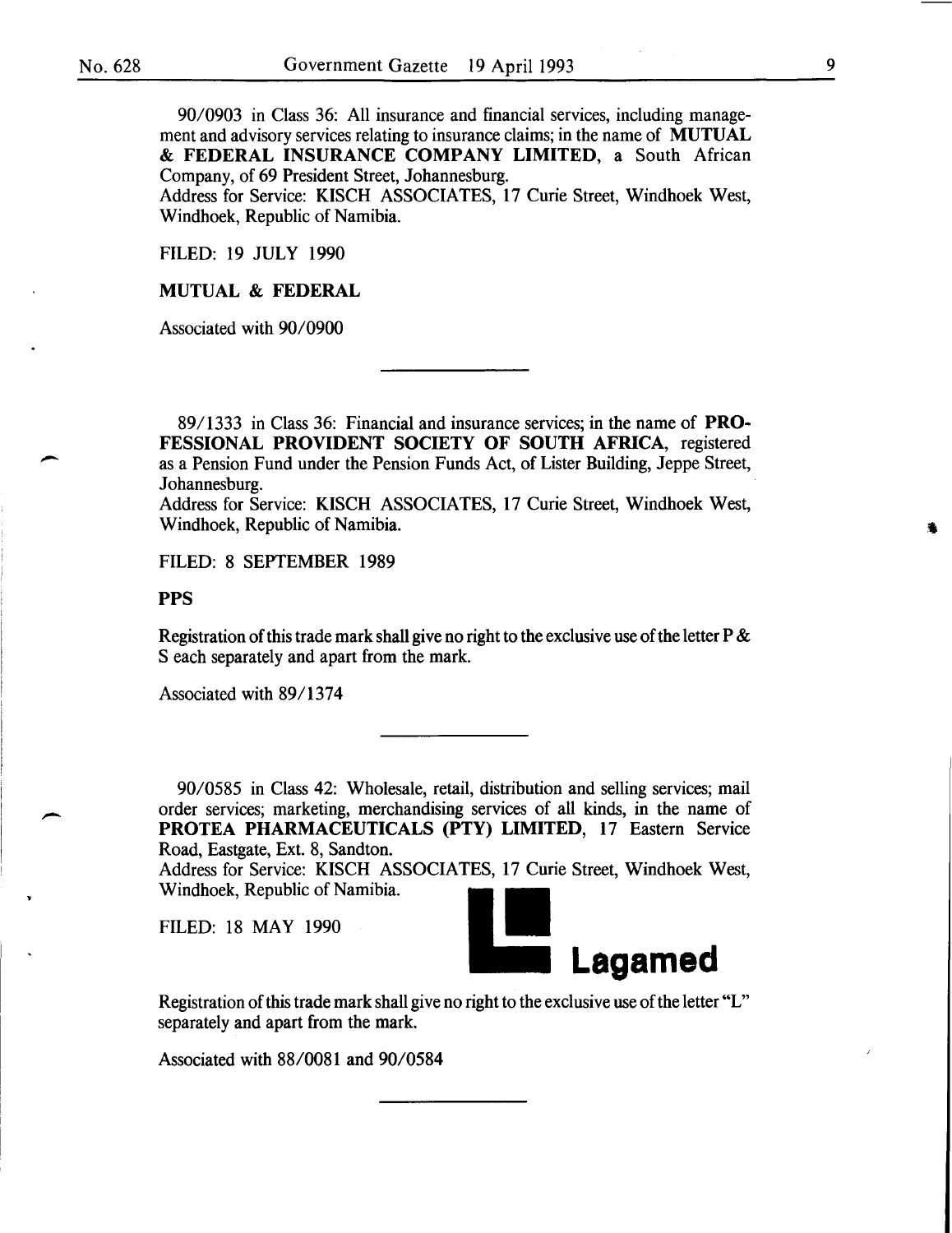90/0903 in Class 36: All insurance and financial services, including management and advisory services relating to insurance claims; in the name of **MUTUAL & FEDERAL INSURANCE COMPANY LIMITED**, a South African Company, of 69 President Street, Johannesburg.
Address for Service: KISCH ASSOCIATES, 17 Curie Street, Windhoek West, Windhoek, Republic of Namibia.

FILED: 19 JULY 1990

**MUTUAL & FEDERAL**

Associated with 90/0900

---

89/1333 in Class 36: Financial and insurance services; in the name of **PROFESSIONAL PROVIDENT SOCIETY OF SOUTH AFRICA**, registered as a Pension Fund under the Pension Funds Act, of Lister Building, Jeppe Street, Johannesburg.
Address for Service: KISCH ASSOCIATES, 17 Curie Street, Windhoek West, Windhoek, Republic of Namibia.

FILED: 8 SEPTEMBER 1989

**PPS**

Registration of this trade mark shall give no right to the exclusive use of the letter P & S each separately and apart from the mark.

Associated with 89/1374

---

90/0585 in Class 42: Wholesale, retail, distribution and selling services; mail order services; marketing, merchandising services of all kinds, in the name of **PROTEA PHARMACEUTICALS (PTY) LIMITED**, 17 Eastern Service Road, Eastgate, Ext. 8, Sandton.
Address for Service: KISCH ASSOCIATES, 17 Curie Street, Windhoek West, Windhoek, Republic of Namibia.

FILED: 18 MAY 1990

**Lagamed**

Registration of this trade mark shall give no right to the exclusive use of the letter "L" separately and apart from the mark.

Associated with 88/0081 and 90/0584

---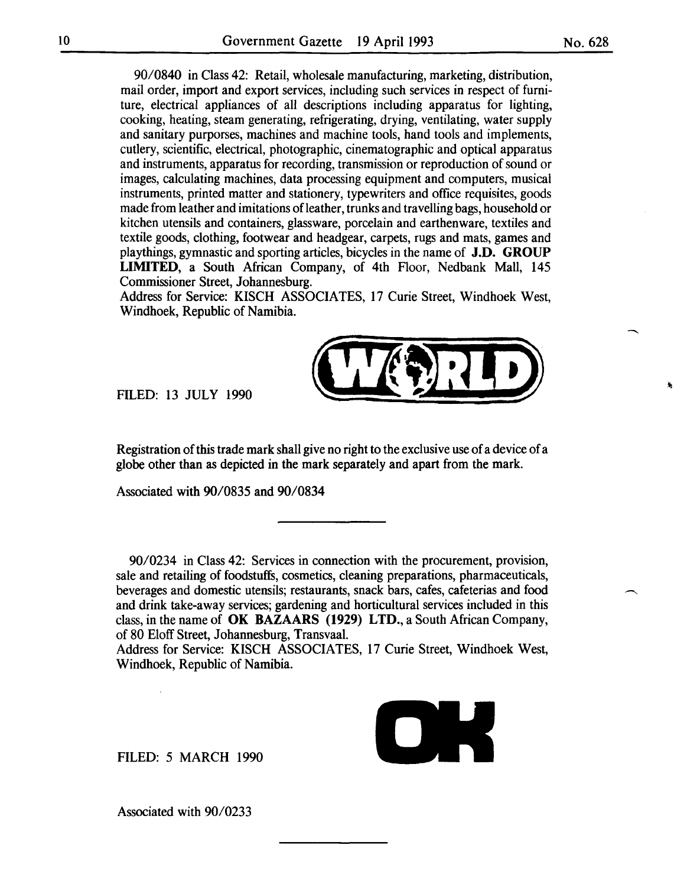90/0840 in Class 42: Retail, wholesale manufacturing, marketing, distribution, mail order, import and export services, including such services in respect of furniture, electrical appliances of all descriptions including apparatus for lighting, cooking, heating, steam generating, refrigerating, drying, ventilating, water supply and sanitary purporses, machines and machine tools, hand tools and implements, cutlery, scientific, electrical, photographic, cinematographic and optical apparatus and instruments, apparatus for recording, transmission or reproduction of sound or images, calculating machines, data processing equipment and computers, musical instruments, printed matter and stationery, typewriters and office requisites, goods made from leather and imitations of leather, trunks and travelling bags, household or kitchen utensils and containers, glassware, porcelain and earthenware, textiles and textile goods, clothing, footwear and headgear, carpets, rugs and mats, games and playthings, gymnastic and sporting articles, bicycles in the name of **J.D. GROUP LIMITED**, a South African Company, of 4th Floor, Nedbank Mall, 145 Commissioner Street, Johannesburg.
Address for Service: KISCH ASSOCIATES, 17 Curie Street, Windhoek West, Windhoek, Republic of Namibia.

FILED: 13 JULY 1990

Registration of this trade mark shall give no right to the exclusive use of a device of a globe other than as depicted in the mark separately and apart from the mark.

Associated with 90/0835 and 90/0834

---

90/0234 in Class 42: Services in connection with the procurement, provision, sale and retailing of foodstuffs, cosmetics, cleaning preparations, pharmaceuticals, beverages and domestic utensils; restaurants, snack bars, cafes, cafeterias and food and drink take-away services; gardening and horticultural services included in this class, in the name of **OK BAZAARS (1929) LTD.**, a South African Company, of 80 Eloff Street, Johannesburg, Transvaal.
Address for Service: KISCH ASSOCIATES, 17 Curie Street, Windhoek West, Windhoek, Republic of Namibia.

FILED: 5 MARCH 1990

Associated with 90/0233

---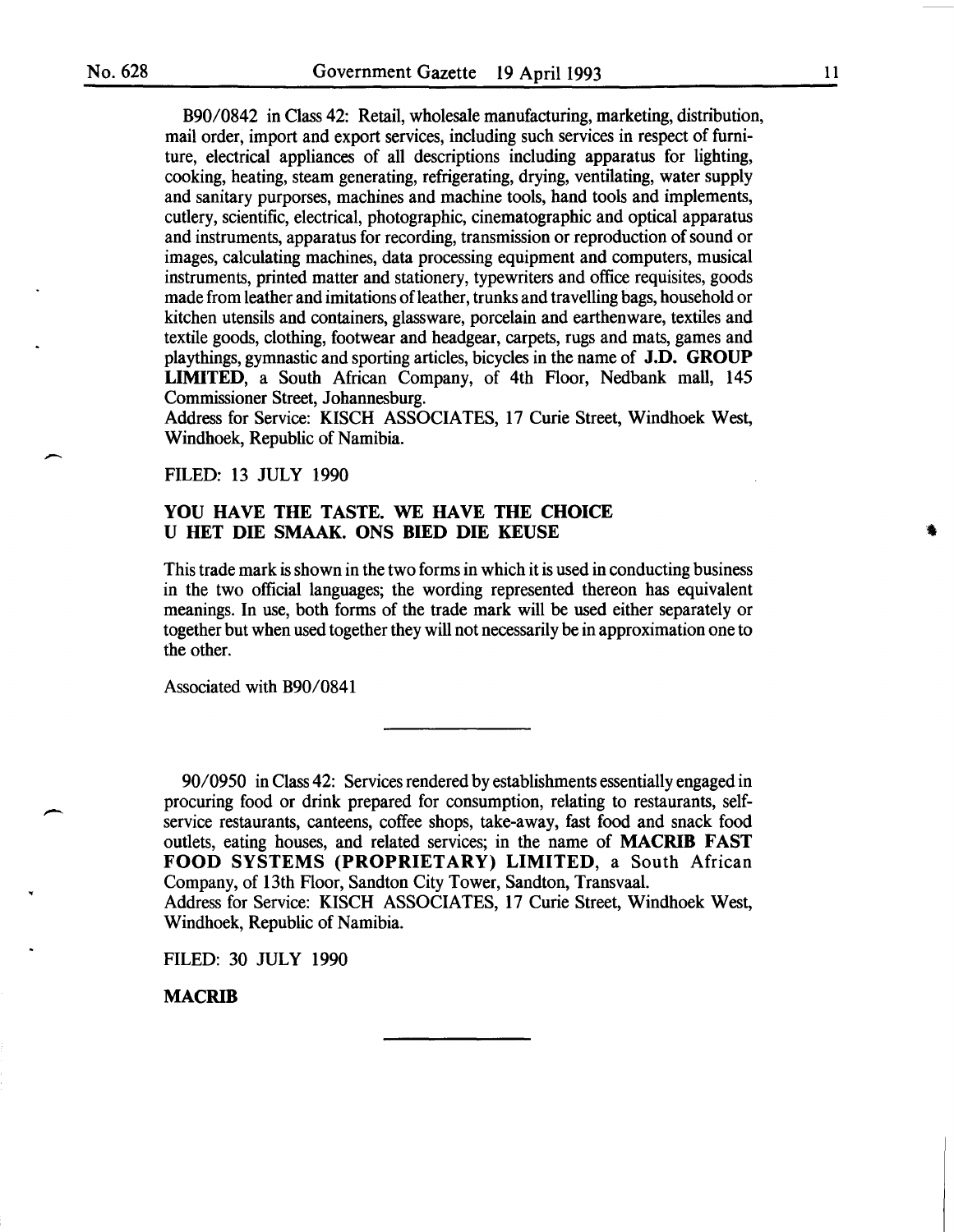B90/0842 in Class 42: Retail, wholesale manufacturing, marketing, distribution, mail order, import and export services, including such services in respect of furniture, electrical appliances of all descriptions including apparatus for lighting, cooking, heating, steam generating, refrigerating, drying, ventilating, water supply and sanitary purporses, machines and machine tools, hand tools and implements, cutlery, scientific, electrical, photographic, cinematographic and optical apparatus and instruments, apparatus for recording, transmission or reproduction of sound or images, calculating machines, data processing equipment and computers, musical instruments, printed matter and stationery, typewriters and office requisites, goods made from leather and imitations of leather, trunks and travelling bags, household or kitchen utensils and containers, glassware, porcelain and earthenware, textiles and textile goods, clothing, footwear and headgear, carpets, rugs and mats, games and playthings, gymnastic and sporting articles, bicycles in the name of **J.D. GROUP LIMITED**, a South African Company, of 4th Floor, Nedbank mall, 145 Commissioner Street, Johannesburg.
Address for Service: KISCH ASSOCIATES, 17 Curie Street, Windhoek West, Windhoek, Republic of Namibia.

FILED: 13 JULY 1990

**YOU HAVE THE TASTE. WE HAVE THE CHOICE**
**U HET DIE SMAAK. ONS BIED DIE KEUSE**

This trade mark is shown in the two forms in which it is used in conducting business in the two official languages; the wording represented thereon has equivalent meanings. In use, both forms of the trade mark will be used either separately or together but when used together they will not necessarily be in approximation one to the other.

Associated with B90/0841

---

90/0950 in Class 42: Services rendered by establishments essentially engaged in procuring food or drink prepared for consumption, relating to restaurants, self-service restaurants, canteens, coffee shops, take-away, fast food and snack food outlets, eating houses, and related services; in the name of **MACRIB FAST FOOD SYSTEMS (PROPRIETARY) LIMITED**, a South African Company, of 13th Floor, Sandton City Tower, Sandton, Transvaal.
Address for Service: KISCH ASSOCIATES, 17 Curie Street, Windhoek West, Windhoek, Republic of Namibia.

FILED: 30 JULY 1990

**MACRIB**

---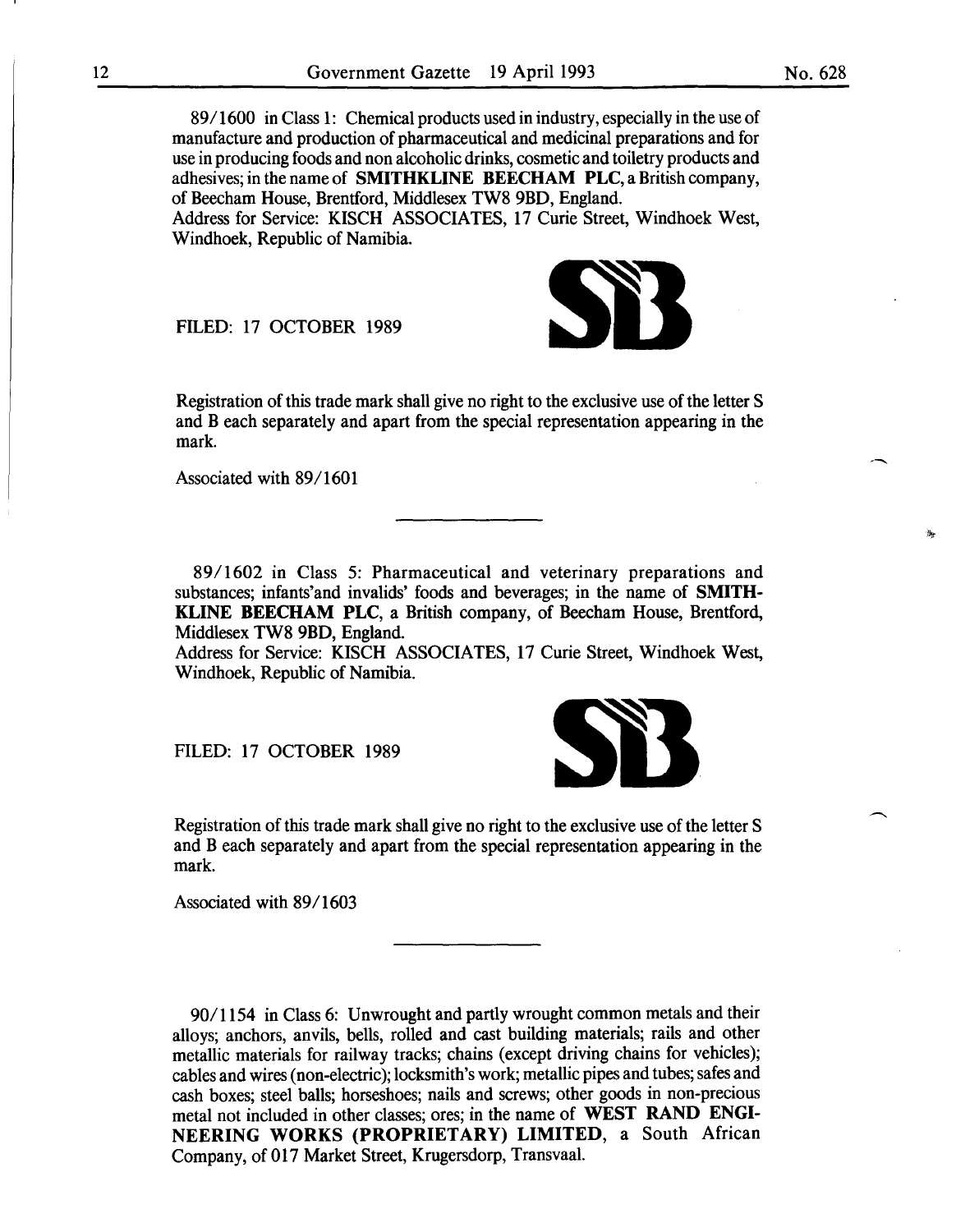89/1600 in Class 1: Chemical products used in industry, especially in the use of manufacture and production of pharmaceutical and medicinal preparations and for use in producing foods and non alcoholic drinks, cosmetic and toiletry products and adhesives; in the name of **SMITHKLINE BEECHAM PLC**, a British company, of Beecham House, Brentford, Middlesex TW8 9BD, England.
Address for Service: KISCH ASSOCIATES, 17 Curie Street, Windhoek West, Windhoek, Republic of Namibia.

FILED: 17 OCTOBER 1989

Registration of this trade mark shall give no right to the exclusive use of the letter S and B each separately and apart from the special representation appearing in the mark.

Associated with 89/1601

---

89/1602 in Class 5: Pharmaceutical and veterinary preparations and substances; infants'and invalids' foods and beverages; in the name of **SMITHKLINE BEECHAM PLC**, a British company, of Beecham House, Brentford, Middlesex TW8 9BD, England.
Address for Service: KISCH ASSOCIATES, 17 Curie Street, Windhoek West, Windhoek, Republic of Namibia.

FILED: 17 OCTOBER 1989

Registration of this trade mark shall give no right to the exclusive use of the letter S and B each separately and apart from the special representation appearing in the mark.

Associated with 89/1603

---

90/1154 in Class 6: Unwrought and partly wrought common metals and their alloys; anchors, anvils, bells, rolled and cast building materials; rails and other metallic materials for railway tracks; chains (except driving chains for vehicles); cables and wires (non-electric); locksmith's work; metallic pipes and tubes; safes and cash boxes; steel balls; horseshoes; nails and screws; other goods in non-precious metal not included in other classes; ores; in the name of **WEST RAND ENGINEERING WORKS (PROPRIETARY) LIMITED**, a South African Company, of 017 Market Street, Krugersdorp, Transvaal.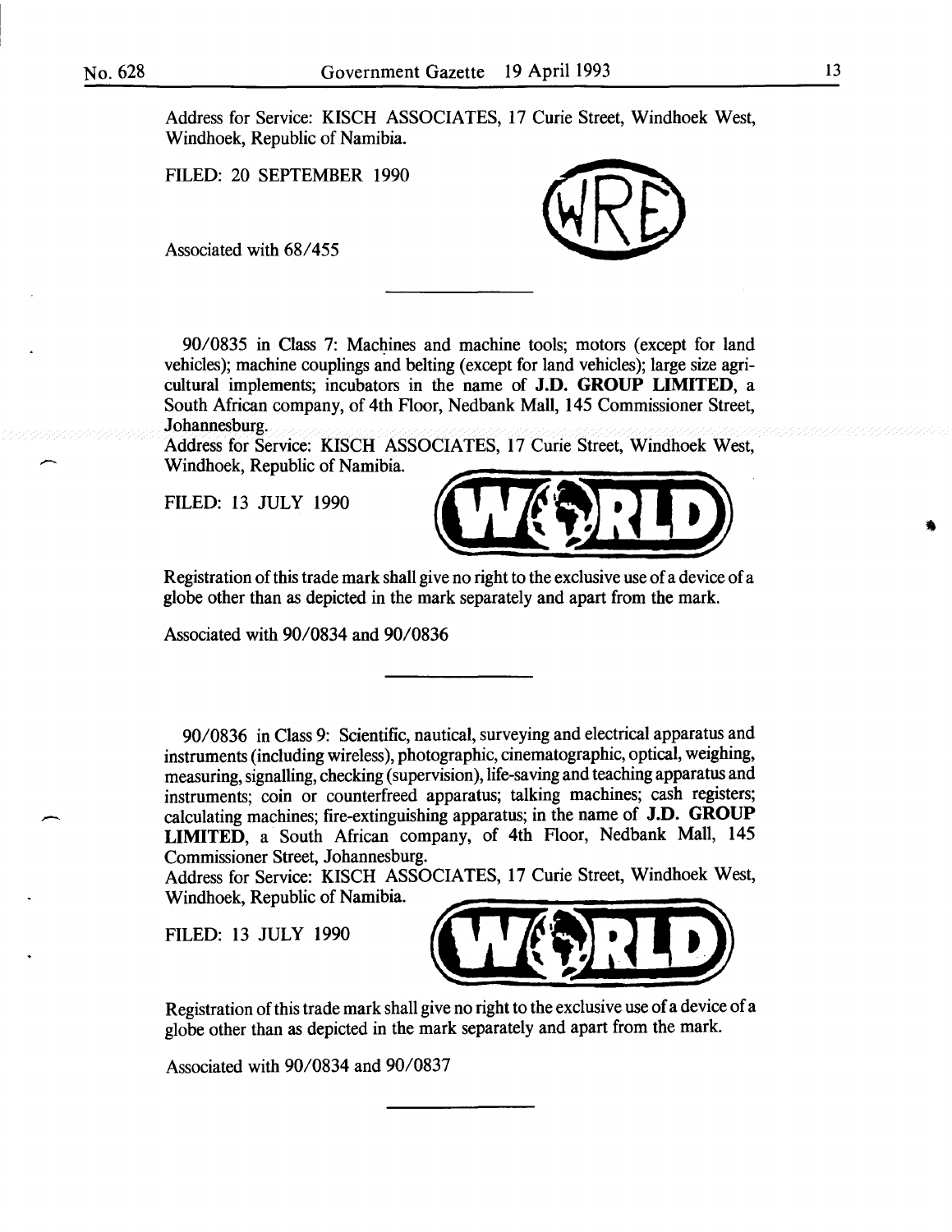Address for Service: KISCH ASSOCIATES, 17 Curie Street, Windhoek West, Windhoek, Republic of Namibia.

FILED: 20 SEPTEMBER 1990

Associated with 68/455

---

90/0835 in Class 7: Machines and machine tools; motors (except for land vehicles); machine couplings and belting (except for land vehicles); large size agricultural implements; incubators in the name of **J.D. GROUP LIMITED**, a South African company, of 4th Floor, Nedbank Mall, 145 Commissioner Street, Johannesburg.
Address for Service: KISCH ASSOCIATES, 17 Curie Street, Windhoek West, Windhoek, Republic of Namibia.

FILED: 13 JULY 1990

Registration of this trade mark shall give no right to the exclusive use of a device of a globe other than as depicted in the mark separately and apart from the mark.

Associated with 90/0834 and 90/0836

---

90/0836 in Class 9: Scientific, nautical, surveying and electrical apparatus and instruments (including wireless), photographic, cinematographic, optical, weighing, measuring, signalling, checking (supervision), life-saving and teaching apparatus and instruments; coin or counterfreed apparatus; talking machines; cash registers; calculating machines; fire-extinguishing apparatus; in the name of **J.D. GROUP LIMITED**, a South African company, of 4th Floor, Nedbank Mall, 145 Commissioner Street, Johannesburg.
Address for Service: KISCH ASSOCIATES, 17 Curie Street, Windhoek West, Windhoek, Republic of Namibia.

FILED: 13 JULY 1990

Registration of this trade mark shall give no right to the exclusive use of a device of a globe other than as depicted in the mark separately and apart from the mark.

Associated with 90/0834 and 90/0837

---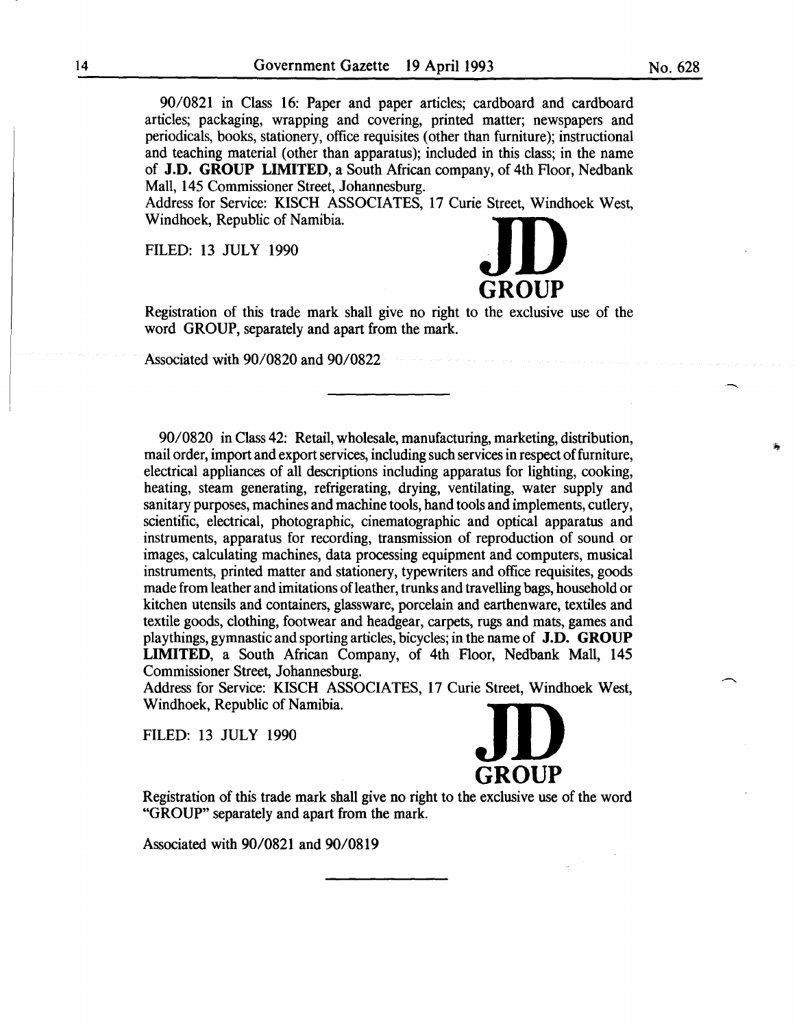90/0821 in Class 16: Paper and paper articles; cardboard and cardboard articles; packaging, wrapping and covering, printed matter; newspapers and periodicals, books, stationery, office requisites (other than furniture); instructional and teaching material (other than apparatus); included in this class; in the name of **J.D. GROUP LIMITED**, a South African company, of 4th Floor, Nedbank Mall, 145 Commissioner Street, Johannesburg.

Address for Service: KISCH ASSOCIATES, 17 Curie Street, Windhoek West, Windhoek, Republic of Namibia.

FILED: 13 JULY 1990

**JD**
**GROUP**

Registration of this trade mark shall give no right to the exclusive use of the word GROUP, separately and apart from the mark.

Associated with 90/0820 and 90/0822

---

90/0820 in Class 42: Retail, wholesale, manufacturing, marketing, distribution, mail order, import and export services, including such services in respect of furniture, electrical appliances of all descriptions including apparatus for lighting, cooking, heating, steam generating, refrigerating, drying, ventilating, water supply and sanitary purposes, machines and machine tools, hand tools and implements, cutlery, scientific, electrical, photographic, cinematographic and optical apparatus and instruments, apparatus for recording, transmission of reproduction of sound or images, calculating machines, data processing equipment and computers, musical instruments, printed matter and stationery, typewriters and office requisites, goods made from leather and imitations of leather, trunks and travelling bags, household or kitchen utensils and containers, glassware, porcelain and earthenware, textiles and textile goods, clothing, footwear and headgear, carpets, rugs and mats, games and playthings, gymnastic and sporting articles, bicycles; in the name of **J.D. GROUP LIMITED**, a South African Company, of 4th Floor, Nedbank Mall, 145 Commissioner Street, Johannesburg.

Address for Service: KISCH ASSOCIATES, 17 Curie Street, Windhoek West, Windhoek, Republic of Namibia.

FILED: 13 JULY 1990

**JD**
**GROUP**

Registration of this trade mark shall give no right to the exclusive use of the word "GROUP" separately and apart from the mark.

Associated with 90/0821 and 90/0819

---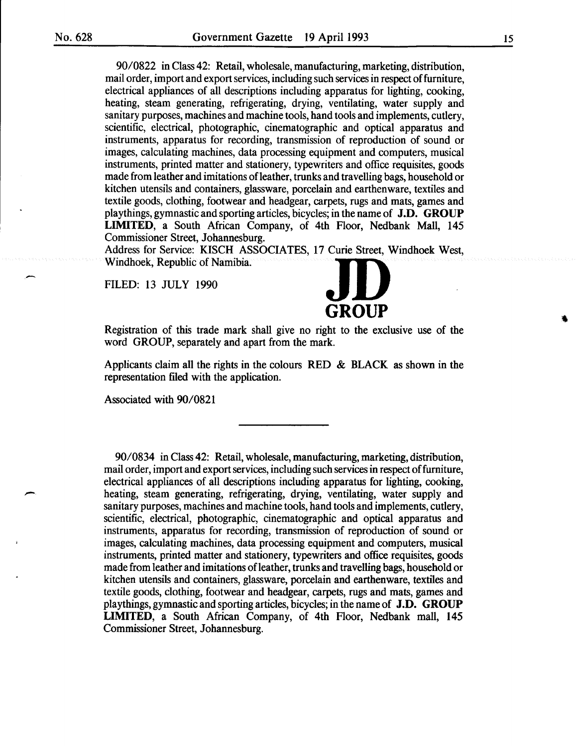90/0822 in Class 42: Retail, wholesale, manufacturing, marketing, distribution, mail order, import and export services, including such services in respect of furniture, electrical appliances of all descriptions including apparatus for lighting, cooking, heating, steam generating, refrigerating, drying, ventilating, water supply and sanitary purposes, machines and machine tools, hand tools and implements, cutlery, scientific, electrical, photographic, cinematographic and optical apparatus and instruments, apparatus for recording, transmission of reproduction of sound or images, calculating machines, data processing equipment and computers, musical instruments, printed matter and stationery, typewriters and office requisites, goods made from leather and imitations of leather, trunks and travelling bags, household or kitchen utensils and containers, glassware, porcelain and earthenware, textiles and textile goods, clothing, footwear and headgear, carpets, rugs and mats, games and playthings, gymnastic and sporting articles, bicycles; in the name of **J.D. GROUP LIMITED**, a South African Company, of 4th Floor, Nedbank Mall, 145 Commissioner Street, Johannesburg.

Address for Service: KISCH ASSOCIATES, 17 Curie Street, Windhoek West, Windhoek, Republic of Namibia.

FILED: 13 JULY 1990

**JD**
**GROUP**

Registration of this trade mark shall give no right to the exclusive use of the word GROUP, separately and apart from the mark.

Applicants claim all the rights in the colours RED & BLACK as shown in the representation filed with the application.

Associated with 90/0821

---

90/0834 in Class 42: Retail, wholesale, manufacturing, marketing, distribution, mail order, import and export services, including such services in respect of furniture, electrical appliances of all descriptions including apparatus for lighting, cooking, heating, steam generating, refrigerating, drying, ventilating, water supply and sanitary purposes, machines and machine tools, hand tools and implements, cutlery, scientific, electrical, photographic, cinematographic and optical apparatus and instruments, apparatus for recording, transmission of reproduction of sound or images, calculating machines, data processing equipment and computers, musical instruments, printed matter and stationery, typewriters and office requisites, goods made from leather and imitations of leather, trunks and travelling bags, household or kitchen utensils and containers, glassware, porcelain and earthenware, textiles and textile goods, clothing, footwear and headgear, carpets, rugs and mats, games and playthings, gymnastic and sporting articles, bicycles; in the name of **J.D. GROUP LIMITED**, a South African Company, of 4th Floor, Nedbank mall, 145 Commissioner Street, Johannesburg.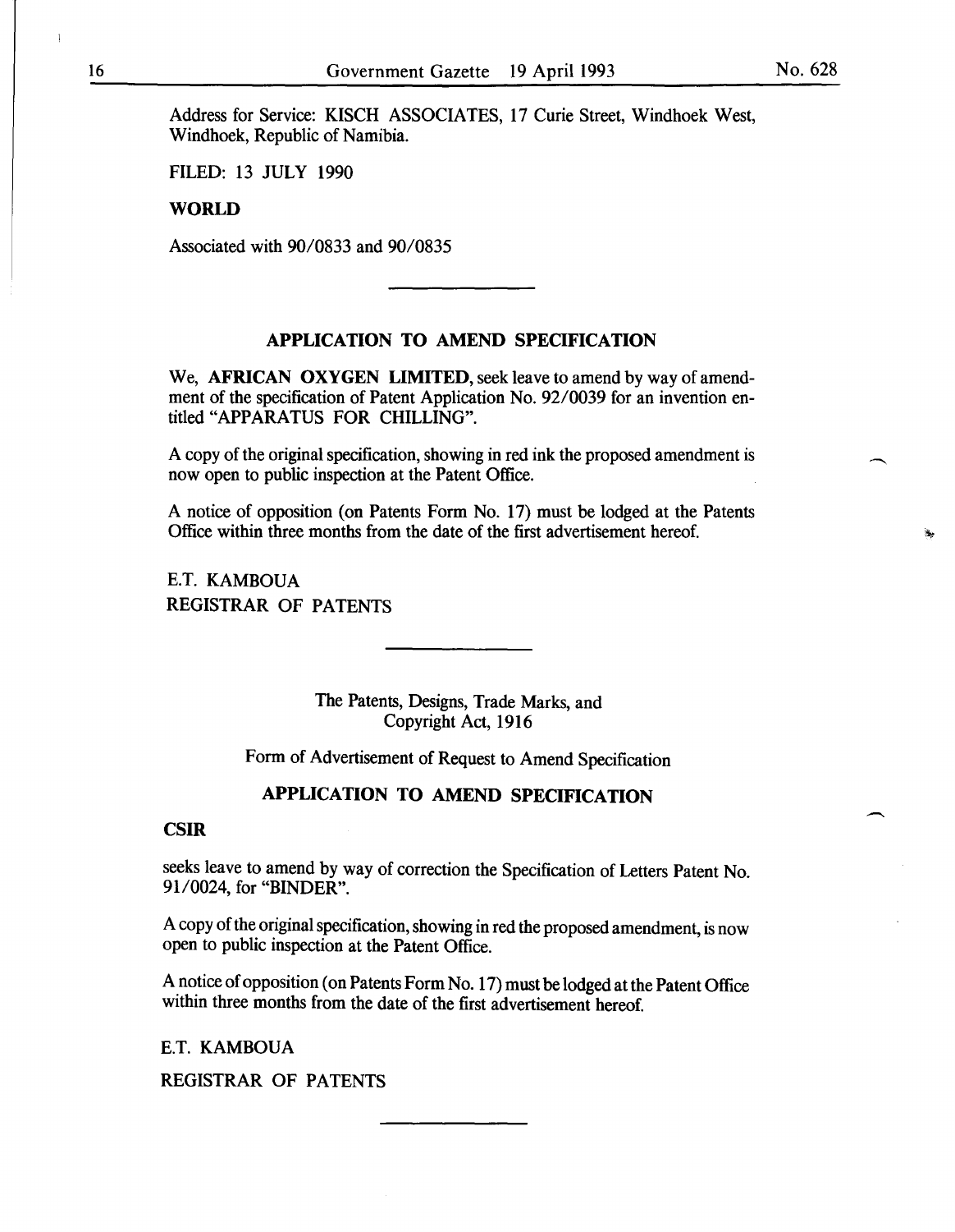Address for Service: KISCH ASSOCIATES, 17 Curie Street, Windhoek West, Windhoek, Republic of Namibia.

FILED: 13 JULY 1990

**WORLD**

Associated with 90/0833 and 90/0835

---

## APPLICATION TO AMEND SPECIFICATION

We, **AFRICAN OXYGEN LIMITED**, seek leave to amend by way of amendment of the specification of Patent Application No. 92/0039 for an invention entitled "APPARATUS FOR CHILLING".

A copy of the original specification, showing in red ink the proposed amendment is now open to public inspection at the Patent Office.

A notice of opposition (on Patents Form No. 17) must be lodged at the Patents Office within three months from the date of the first advertisement hereof.

E.T. KAMBOUA
REGISTRAR OF PATENTS

---

The Patents, Designs, Trade Marks, and Copyright Act, 1916

Form of Advertisement of Request to Amend Specification

## APPLICATION TO AMEND SPECIFICATION

**CSIR**

seeks leave to amend by way of correction the Specification of Letters Patent No. 91/0024, for "BINDER".

A copy of the original specification, showing in red the proposed amendment, is now open to public inspection at the Patent Office.

A notice of opposition (on Patents Form No. 17) must be lodged at the Patent Office within three months from the date of the first advertisement hereof.

E.T. KAMBOUA

REGISTRAR OF PATENTS